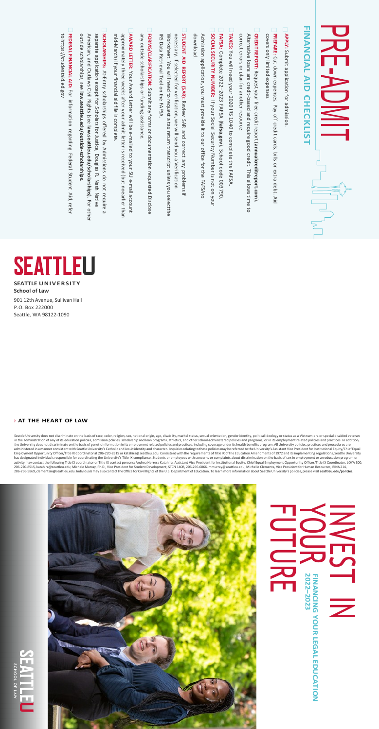# PRE-ADMIT

## FINANCIAL AID CHECKLIST

- ☐ **APPLY:** Submit application for admission.
- ☐ **PREPARE:** Cut down expenses. Pay off credit cards, bills or extra debt. Aid covers only limited expenses.
- ☐ **CREDIT REPORT:** Request your free credit report (**annualcreditreport.com**). Alternative loans are credit-based and require good credit. This allows time to correct errors or plan for another resource.
- ☐ **TAXES:** You will need your 2020 IRS 1040 to complete the FAFSA.
- ☐ **FAFSA:** Complete 2022–2023 FAFSA (**fafsa.gov**). School code 003790.
- ☐ **SOCIAL SECURITY NUMBER:** If your Social Security Number is not on your Admission application, you must provide it to our office for the FAFSA to download.
- ☐ **STUDENT AID REPORT (SAR):** Review SAR and correct any problems if necessary. If selected for verification, we will send you a Verification Worksheet. You will need to request a tax return transcript unless you select the IRS Data Retrieval Tool on the FAFSA.
- ☐ **FORMS/CLARIFICATION:** Submit any forms or documentation requested. Disclose any outside scholarships or funding assistance.
- ☐ **AWARD LETTER:** Your Award Letter will be e-mailed to your SU e-mail account approximately three weeks after your admit letter is received (but no earlier than mid-March) if your financial aid file is complete.
- ☐ **SCHOLARSHIPS:** At-Entry scholarships offered by Admissions do not require a separate application except for Scholars for Justice, Douglas R. Nash Native American, and Outlaws Civil Rights (see **law.seattleu.edu/scholarships**). For other outside scholarships, see **law.seattleu.edu/outside-scholarships**.
- ☐ **FEDERAL FINANCIAL AID:** For information regarding Federal Student Aid, refer to https://studentaid.ed.gov

**SEATTLEU**

**SEATTLE UNIVERSITY**
**School of Law**

901 12th Avenue, Sullivan Hall
P.O. Box 222000
Seattle, WA 98122-1090

› **AT THE HEART OF LAW**

Seattle University does not discriminate on the basis of race, color, religion, sex, national origin, age, disability, marital status, sexual orientation, gender identity, political ideology or status as a Vietnam-era or special disabled veteran in the administration of any of its education policies, admission policies, scholarship and loan programs, athletics, and other school-administered policies and programs, or in its employment related policies and practices. In addition, the University does not discriminate on the basis of genetic information in its employment related policies and practices, including coverage under its health benefits program. All University policies, practices and procedures are administered in a manner consistent with Seattle University's Catholic and Jesuit identity and character. Inquiries relating to these policies may be referred to the University's Assistant Vice President for Institutional Equity/Chief Equal Employment Opportunity Officer/Title IX Coordinator at 206-220-8515 or katahira@seattleu.edu. Consistent with the requirements of Title IX of the Education Amendments of 1972 and its implementing regulations, Seattle University has designated individuals responsible for coordinating the University's Title IX compliance. Students or employees with concerns or complaints about discrimination on the basis of sex in employment or an education program or activity may contact the following Title IX coordinator or Title IX contact persons: Andrea Herrera Katahira, Assistant Vice President for Institutional Equity, Chief Equal Employment Opportunity Officer/Title IX Coordinator, LOYA 300, 206-220-8515, katahira@seattleu.edu; Michele Murray, Ph.D., Vice President for Student Development, STCN 140B, 206-296-6066, mmurray@seattleu.edu; Michelle Clements, Vice President for Human Resources, RINA 214, 206-296-5869, clementsm@seattleu.edu. Individuals may also contact the Office for Civil Rights of the U.S. Department of Education. To learn more information about Seattle University's policies, please visit **seattleu.edu/policies.**

# INVEST IN YOUR FUTURE

**FINANCING YOUR LEGAL EDUCATION**
**2022–2023**

**SEATTLEU**
SCHOOL OF LAW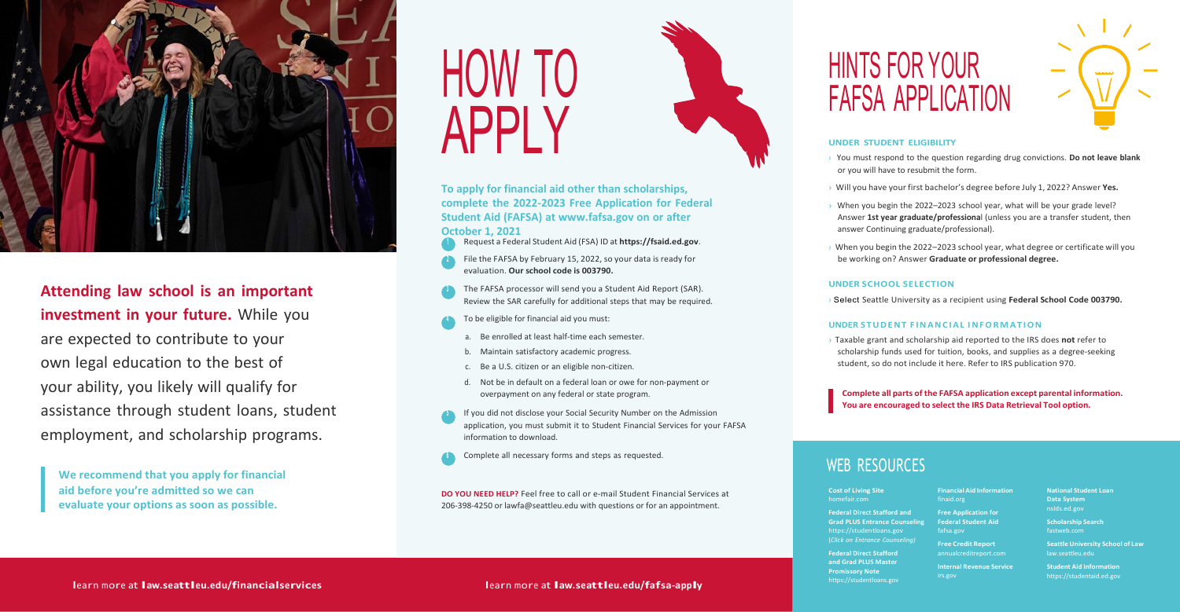**Attending law school is an important investment in your future.** While you are expected to contribute to your own legal education to the best of your ability, you likely will qualify for assistance through student loans, student employment, and scholarship programs.

**We recommend that you apply for financial aid before you're admitted so we can evaluate your options as soon as possible.**

learn more at **law.seattleu.edu/financialservices**

# HOW TO APPLY

**To apply for financial aid other than scholarships, complete the 2022-2023 Free Application for Federal Student Aid (FAFSA) at www.fafsa.gov on or after October 1, 2021**

- Request a Federal Student Aid (FSA) ID at **https://fsaid.ed.gov**.
- File the FAFSA by February 15, 2022, so your data is ready for evaluation. **Our school code is 003790.**
- The FAFSA processor will send you a Student Aid Report (SAR). Review the SAR carefully for additional steps that may be required.
- To be eligible for financial aid you must:
  a. Be enrolled at least half-time each semester.
  b. Maintain satisfactory academic progress.
  c. Be a U.S. citizen or an eligible non-citizen.
  d. Not be in default on a federal loan or owe for non-payment or overpayment on any federal or state program.
- If you did not disclose your Social Security Number on the Admission application, you must submit it to Student Financial Services for your FAFSA information to download.
- Complete all necessary forms and steps as requested.

**DO YOU NEED HELP?** Feel free to call or e-mail Student Financial Services at 206-398-4250 or lawfa@seattleu.edu with questions or for an appointment.

learn more at **law.seattleu.edu/fafsa-apply**

# HINTS FOR YOUR FAFSA APPLICATION

### UNDER STUDENT ELIGIBILITY

- You must respond to the question regarding drug convictions. **Do not leave blank** or you will have to resubmit the form.
- Will you have your first bachelor's degree before July 1, 2022? Answer **Yes.**
- When you begin the 2022–2023 school year, what will be your grade level? Answer **1st year graduate/professional** (unless you are a transfer student, then answer Continuing graduate/professional).
- When you begin the 2022–2023 school year, what degree or certificate will you be working on? Answer **Graduate or professional degree.**

### UNDER SCHOOL SELECTION

- Select Seattle University as a recipient using **Federal School Code 003790.**

### UNDER STUDENT FINANCIAL INFORMATION

- Taxable grant and scholarship aid reported to the IRS does **not** refer to scholarship funds used for tuition, books, and supplies as a degree-seeking student, so do not include it here. Refer to IRS publication 970.

**Complete all parts of the FAFSA application except parental information. You are encouraged to select the IRS Data Retrieval Tool option.**

## WEB RESOURCES

**Cost of Living Site**
homefair.com

**Federal Direct Stafford and Grad PLUS Entrance Counseling**
https://studentloans.gov
(*Click on Entrance Counseling*)

**Federal Direct Stafford and Grad PLUS Master Promissory Note**
https://studentloans.gov

**Financial Aid Information**
finaid.org

**Free Application for Federal Student Aid**
fafsa.gov

**Free Credit Report**
annualcreditreport.com

**Internal Revenue Service**
irs.gov

**National Student Loan Data System**
nslds.ed.gov

**Scholarship Search**
fastweb.com

**Seattle University School of Law**
law.seattleu.edu

**Student Aid Information**
https://studentaid.ed.gov